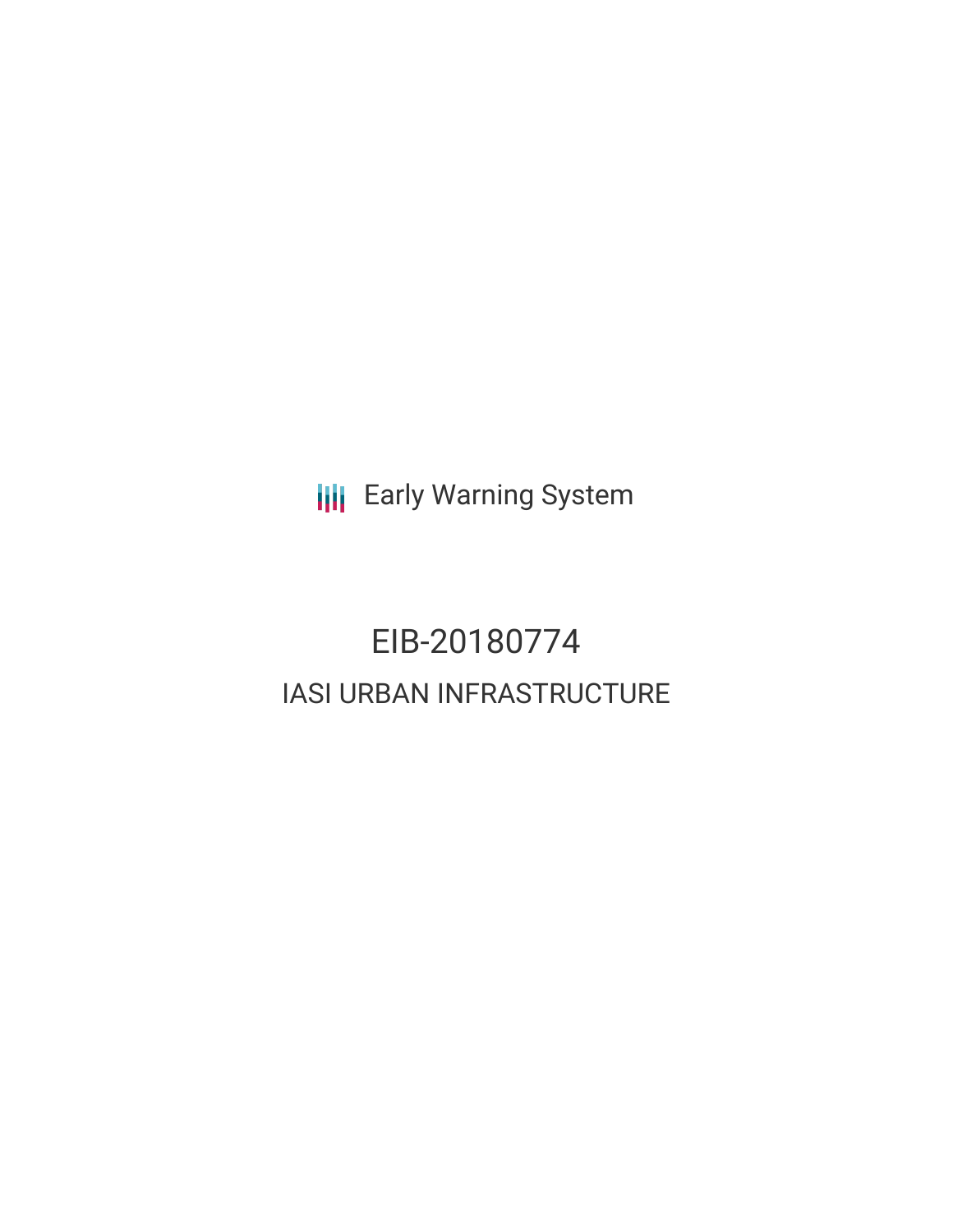Early Warning System

# EIB-20180774

## IASI URBAN INFRASTRUCTURE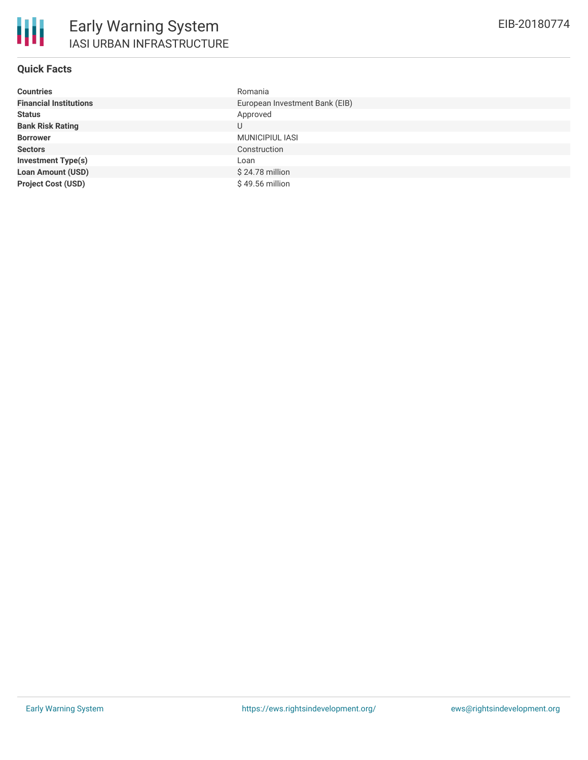# Early Warning System

## IASI URBAN INFRASTRUCTURE

EIB-20180774

### Quick Facts

| | |
|---|---|
| **Countries** | Romania |
| **Financial Institutions** | European Investment Bank (EIB) |
| **Status** | Approved |
| **Bank Risk Rating** | U |
| **Borrower** | MUNICIPIUL IASI |
| **Sectors** | Construction |
| **Investment Type(s)** | Loan |
| **Loan Amount (USD)** | $ 24.78 million |
| **Project Cost (USD)** | $ 49.56 million |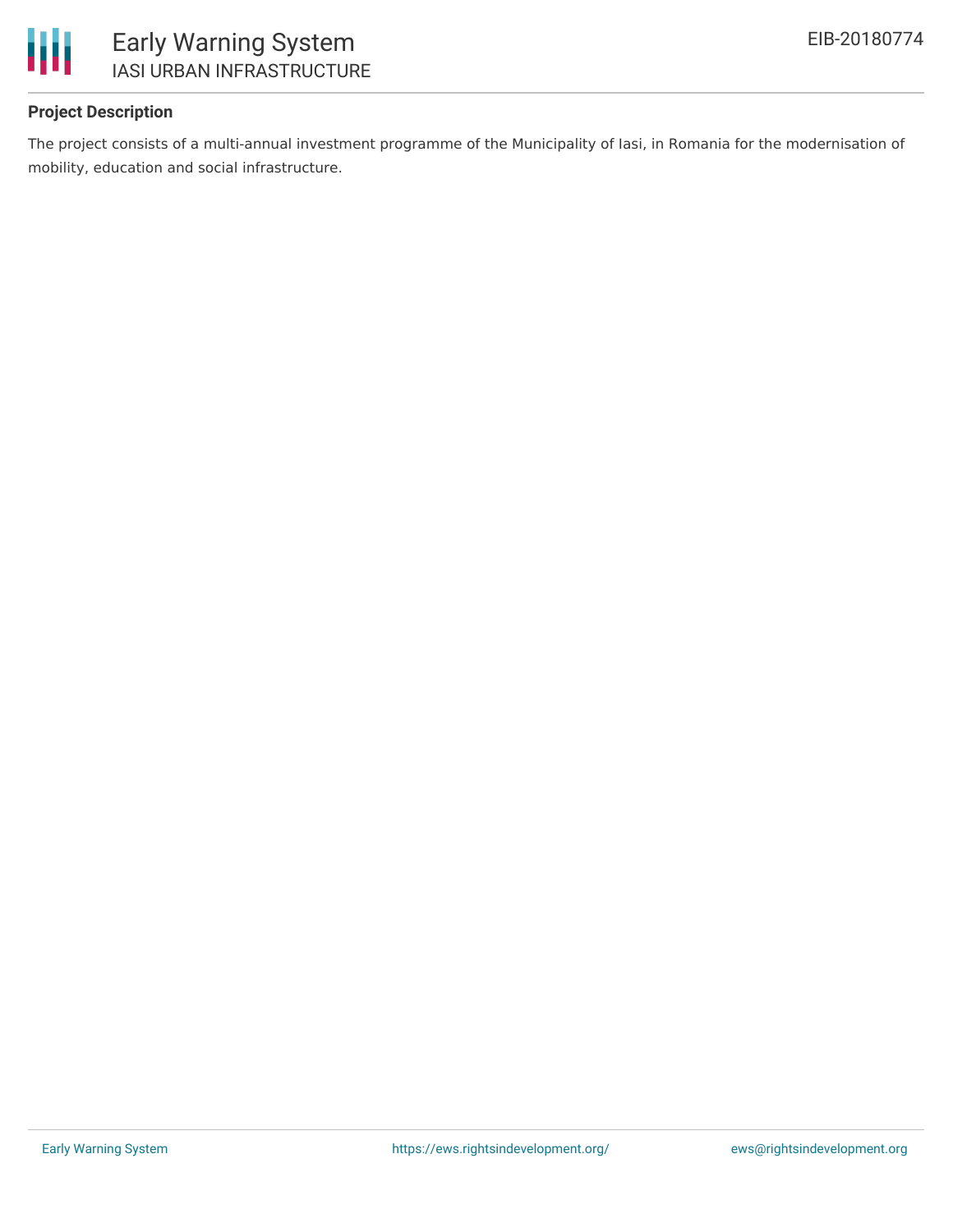**Project Description**

The project consists of a multi-annual investment programme of the Municipality of Iasi, in Romania for the modernisation of mobility, education and social infrastructure.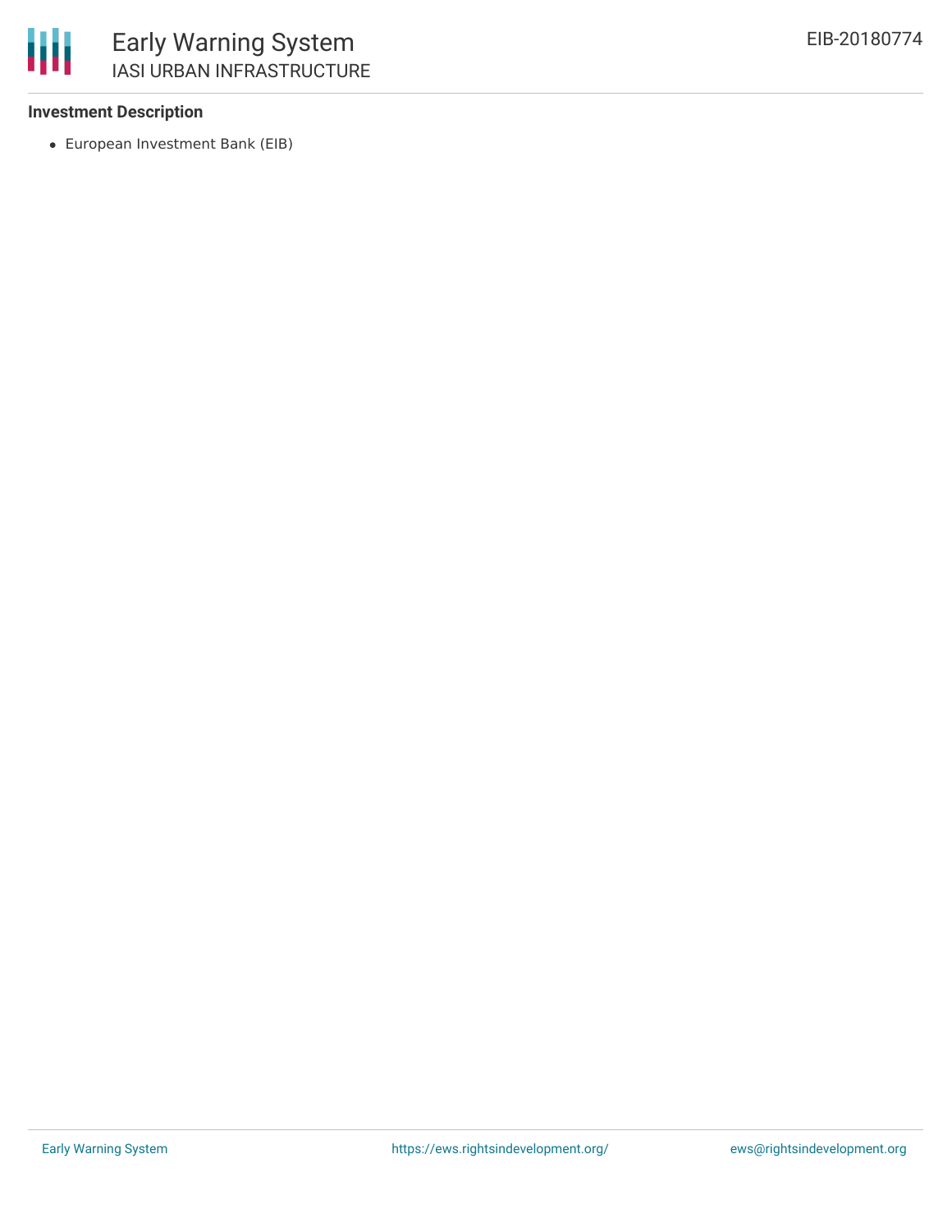**Investment Description**

- European Investment Bank (EIB)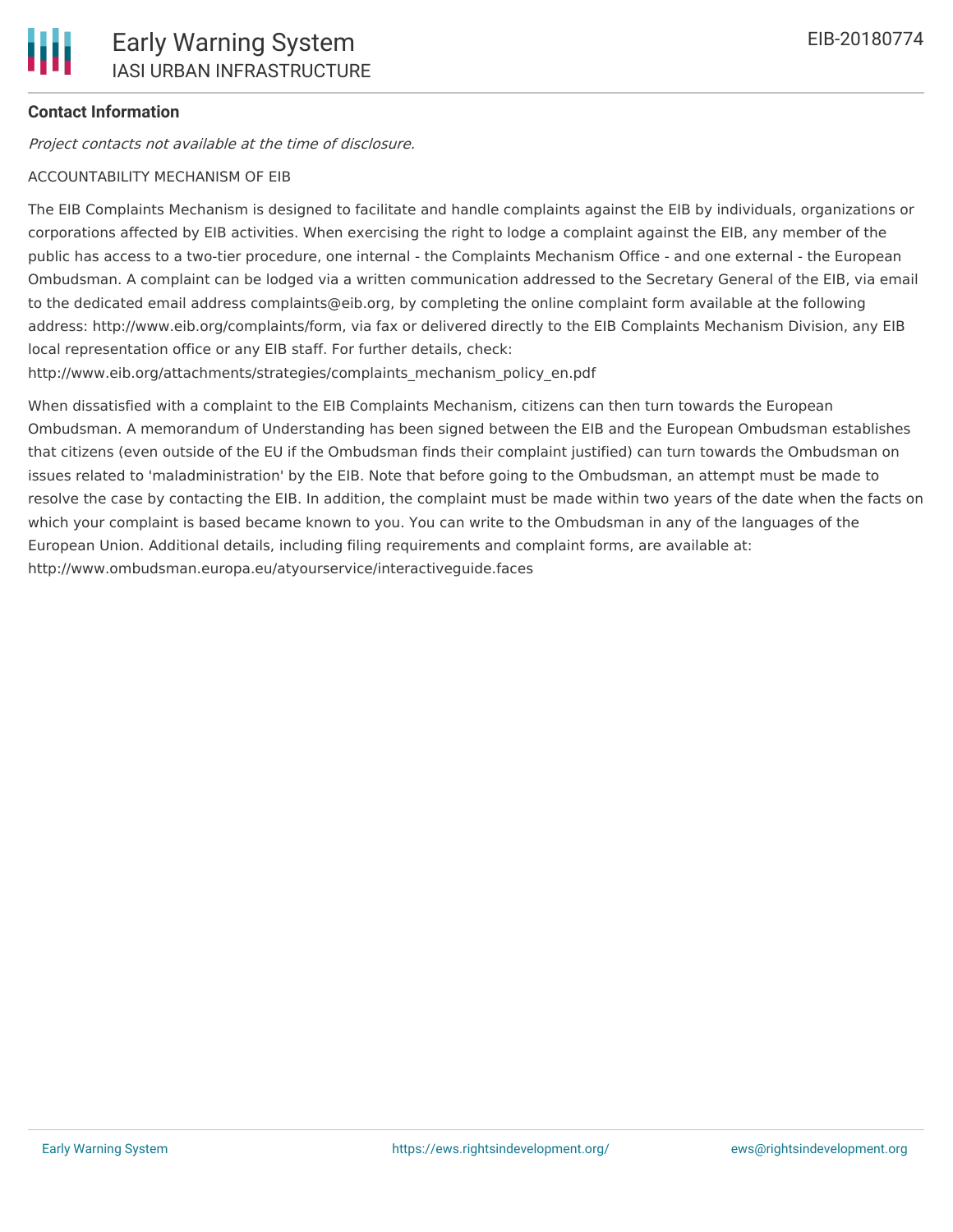**Contact Information**

*Project contacts not available at the time of disclosure.*

ACCOUNTABILITY MECHANISM OF EIB

The EIB Complaints Mechanism is designed to facilitate and handle complaints against the EIB by individuals, organizations or corporations affected by EIB activities. When exercising the right to lodge a complaint against the EIB, any member of the public has access to a two-tier procedure, one internal - the Complaints Mechanism Office - and one external - the European Ombudsman. A complaint can be lodged via a written communication addressed to the Secretary General of the EIB, via email to the dedicated email address complaints@eib.org, by completing the online complaint form available at the following address: http://www.eib.org/complaints/form, via fax or delivered directly to the EIB Complaints Mechanism Division, any EIB local representation office or any EIB staff. For further details, check: http://www.eib.org/attachments/strategies/complaints_mechanism_policy_en.pdf

When dissatisfied with a complaint to the EIB Complaints Mechanism, citizens can then turn towards the European Ombudsman. A memorandum of Understanding has been signed between the EIB and the European Ombudsman establishes that citizens (even outside of the EU if the Ombudsman finds their complaint justified) can turn towards the Ombudsman on issues related to 'maladministration' by the EIB. Note that before going to the Ombudsman, an attempt must be made to resolve the case by contacting the EIB. In addition, the complaint must be made within two years of the date when the facts on which your complaint is based became known to you. You can write to the Ombudsman in any of the languages of the European Union. Additional details, including filing requirements and complaint forms, are available at: http://www.ombudsman.europa.eu/atyourservice/interactiveguide.faces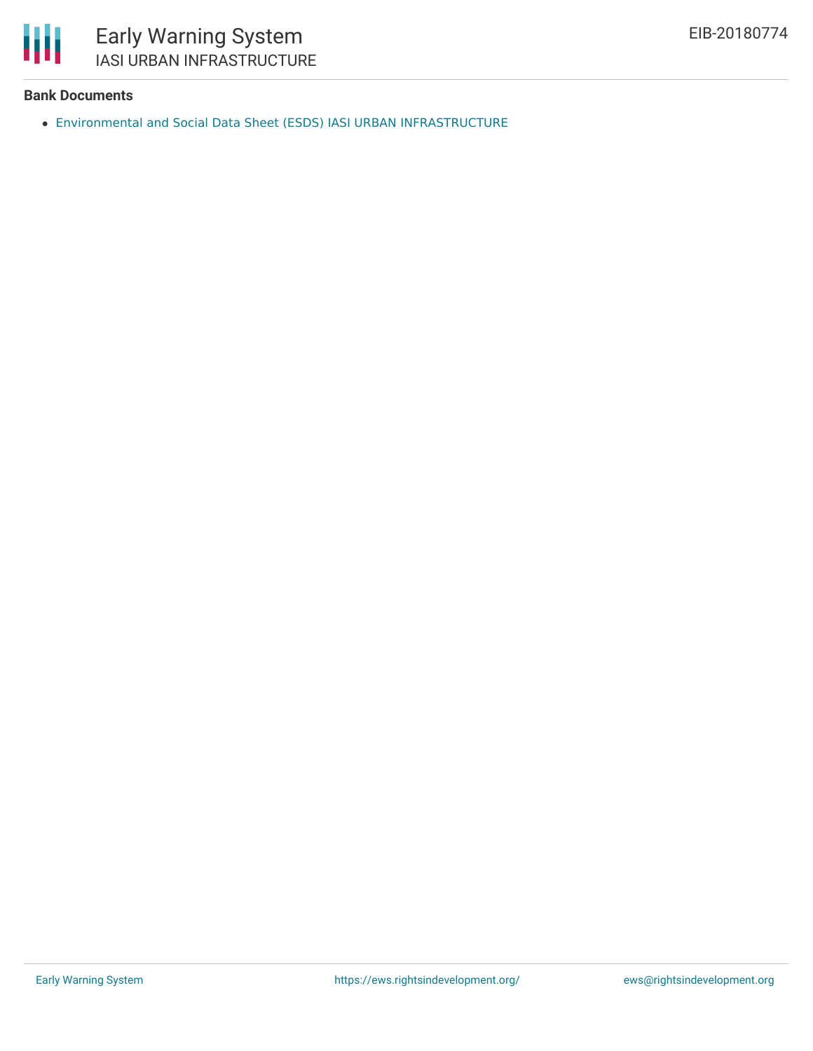**Bank Documents**

- Environmental and Social Data Sheet (ESDS) IASI URBAN INFRASTRUCTURE